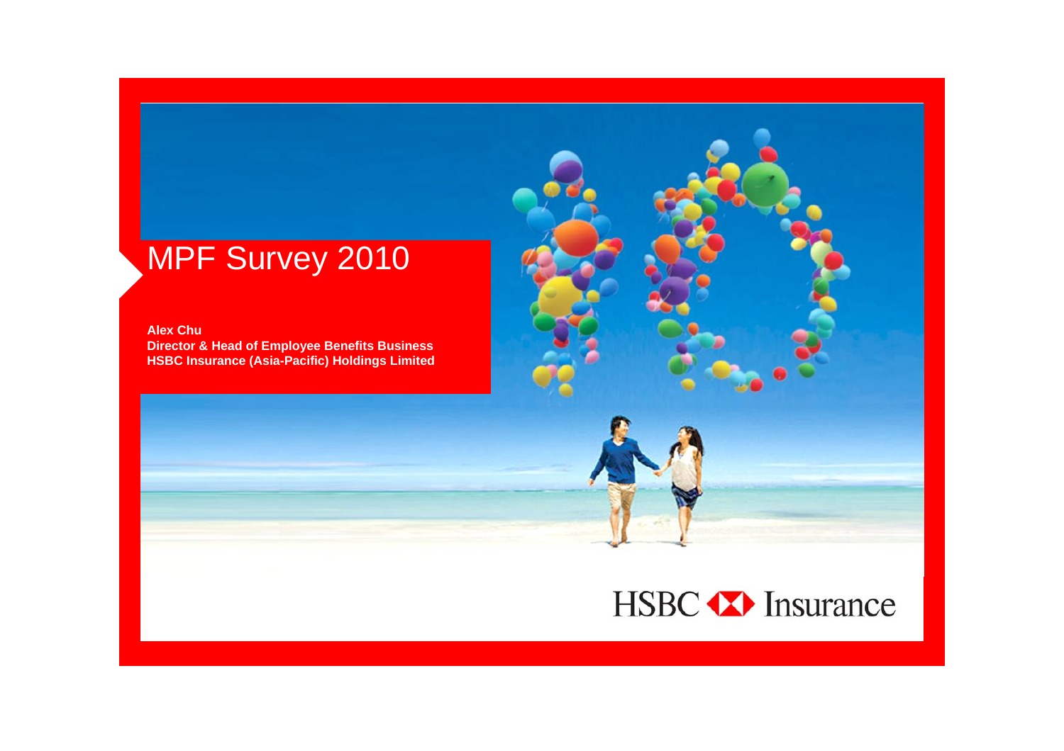# MPF Survey 2010

**Alex Chu**
**Director & Head of Employee Benefits Business**
**HSBC Insurance (Asia-Pacific) Holdings Limited**

HSBC Insurance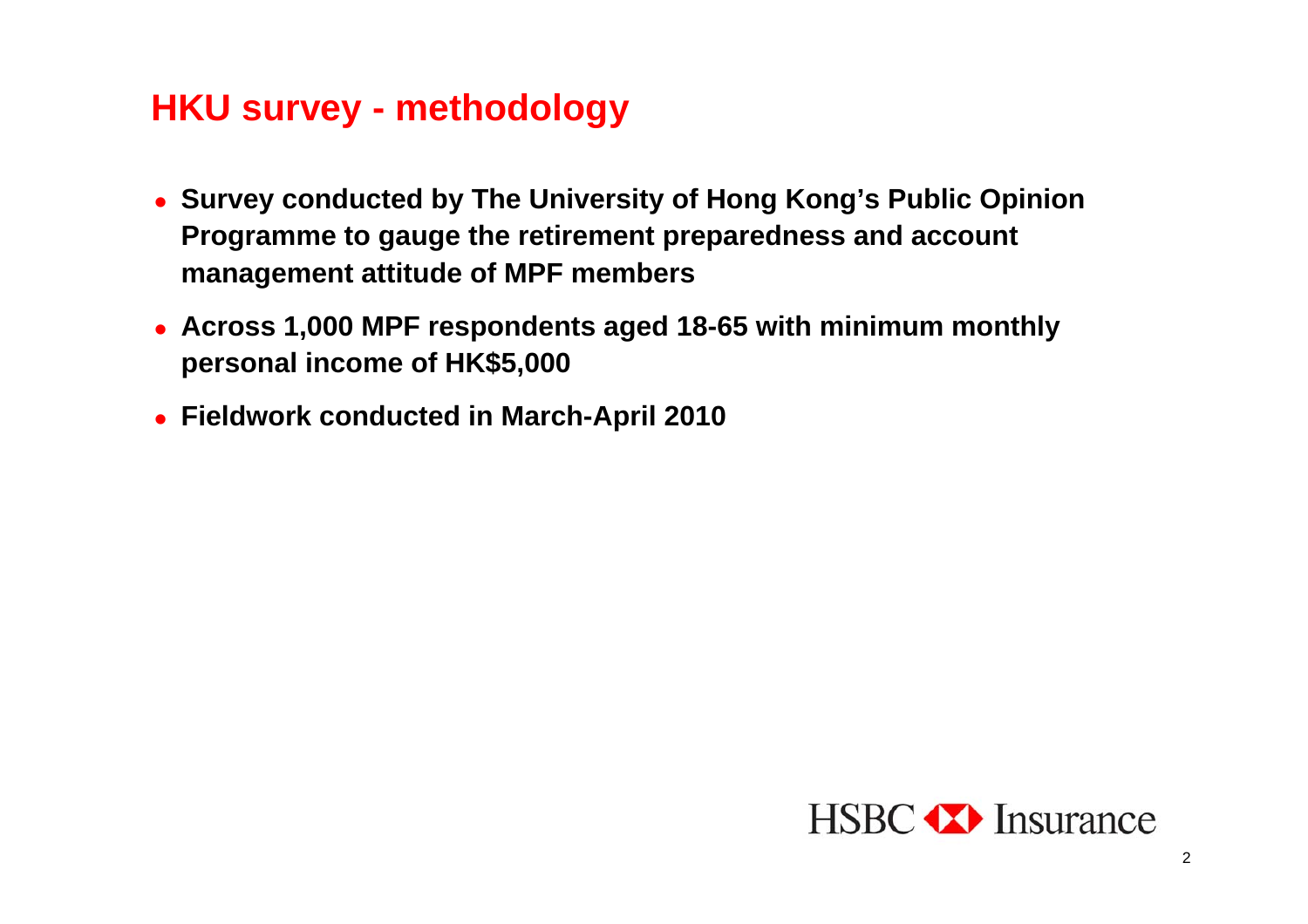## HKU survey - methodology

- **Survey conducted by The University of Hong Kong's Public Opinion Programme to gauge the retirement preparedness and account management attitude of MPF members**
- **Across 1,000 MPF respondents aged 18-65 with minimum monthly personal income of HK$5,000**
- **Fieldwork conducted in March-April 2010**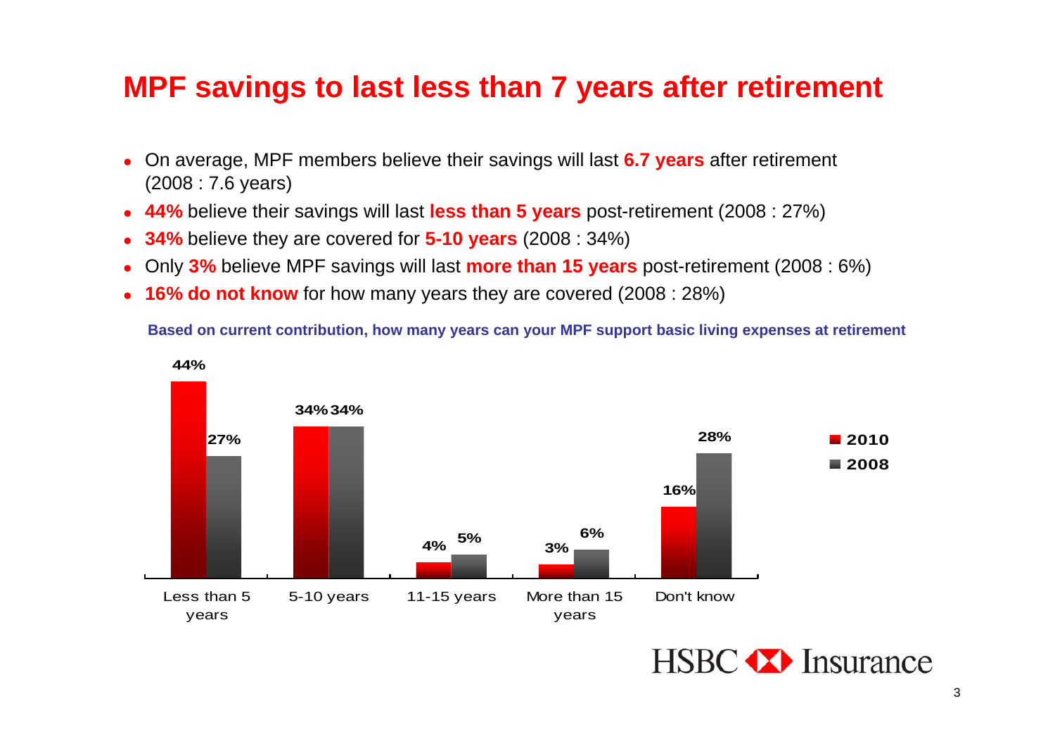# MPF savings to last less than 7 years after retirement

- On average, MPF members believe their savings will last **6.7 years** after retirement (2008 : 7.6 years)
- **44%** believe their savings will last **less than 5 years** post-retirement (2008 : 27%)
- **34%** believe they are covered for **5-10 years** (2008 : 34%)
- Only **3%** believe MPF savings will last **more than 15 years** post-retirement (2008 : 6%)
- **16% do not know** for how many years they are covered (2008 : 28%)

**Based on current contribution, how many years can your MPF support basic living expenses at retirement**

| | 2010 | 2008 |
|---|---|---|
| Less than 5 years | 44% | 27% |
| 5-10 years | 34% | 34% |
| 11-15 years | 4% | 5% |
| More than 15 years | 3% | 6% |
| Don't know | 16% | 28% |

HSBC Insurance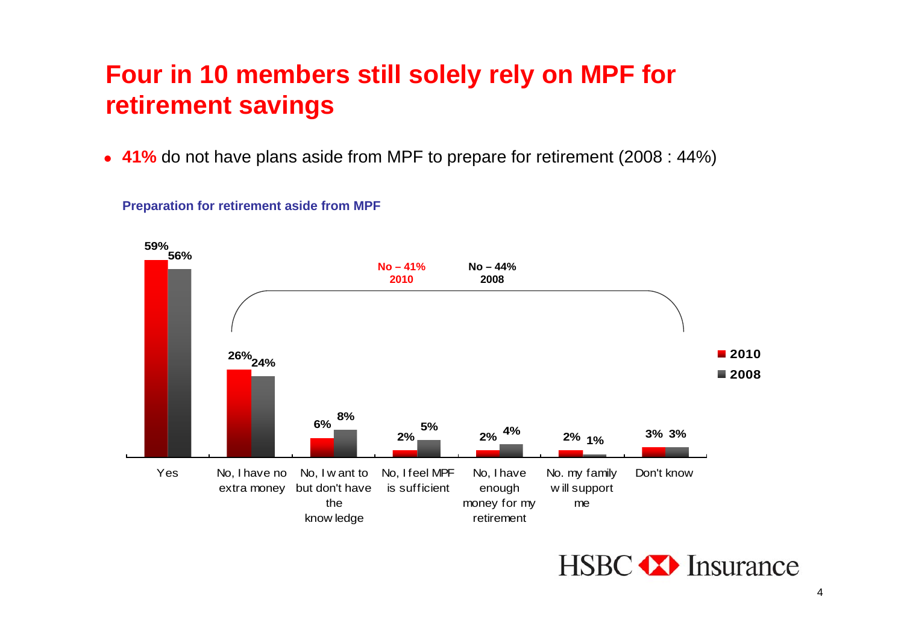# Four in 10 members still solely rely on MPF for retirement savings

- **41%** do not have plans aside from MPF to prepare for retirement (2008 : 44%)

**Preparation for retirement aside from MPF**

| | 2010 | 2008 |
|---|---|---|
| Yes | 59% | 56% |
| No, I have no extra money | 26% | 24% |
| No, I want to but don't have the knowledge | 6% | 8% |
| No, I feel MPF is sufficient | 2% | 5% |
| No, I have enough money for my retirement | 2% | 4% |
| No. my family will support me | 2% | 1% |
| Don't know | 3% | 3% |

No – 41% 2010

No – 44% 2008

HSBC Insurance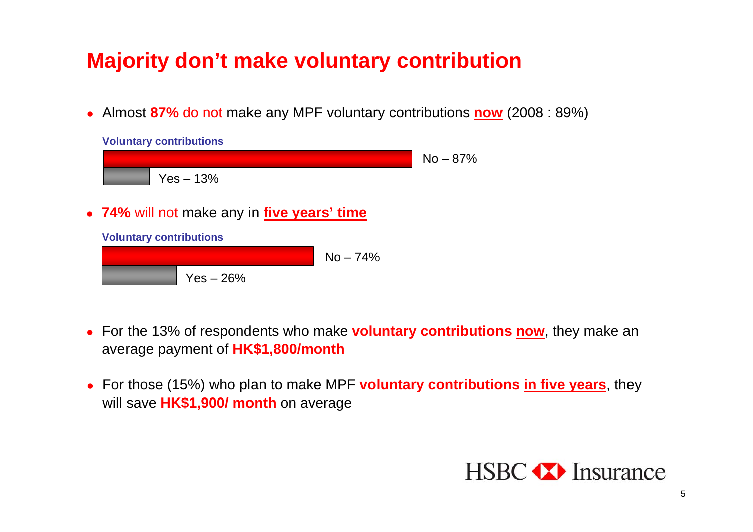# Majority don't make voluntary contribution

- Almost **87%** do not make any MPF voluntary contributions **now** (2008 : 89%)

**Voluntary contributions**

No – 87%

Yes – 13%

- **74%** will not make any in **five years' time**

**Voluntary contributions**

No – 74%

Yes – 26%

- For the 13% of respondents who make **voluntary contributions now**, they make an average payment of **HK$1,800/month**

- For those (15%) who plan to make MPF **voluntary contributions in five years**, they will save **HK$1,900/ month** on average

HSBC Insurance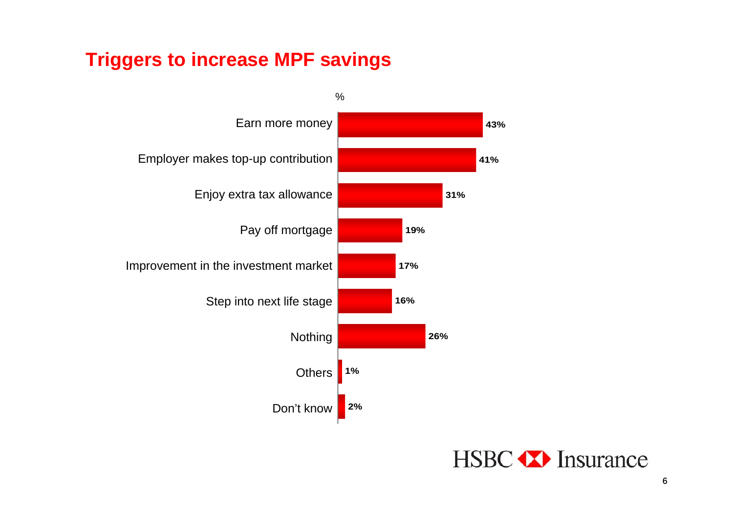# Triggers to increase MPF savings

| | % |
|---|---|
| Earn more money | 43% |
| Employer makes top-up contribution | 41% |
| Enjoy extra tax allowance | 31% |
| Pay off mortgage | 19% |
| Improvement in the investment market | 17% |
| Step into next life stage | 16% |
| Nothing | 26% |
| Others | 1% |
| Don't know | 2% |

HSBC Insurance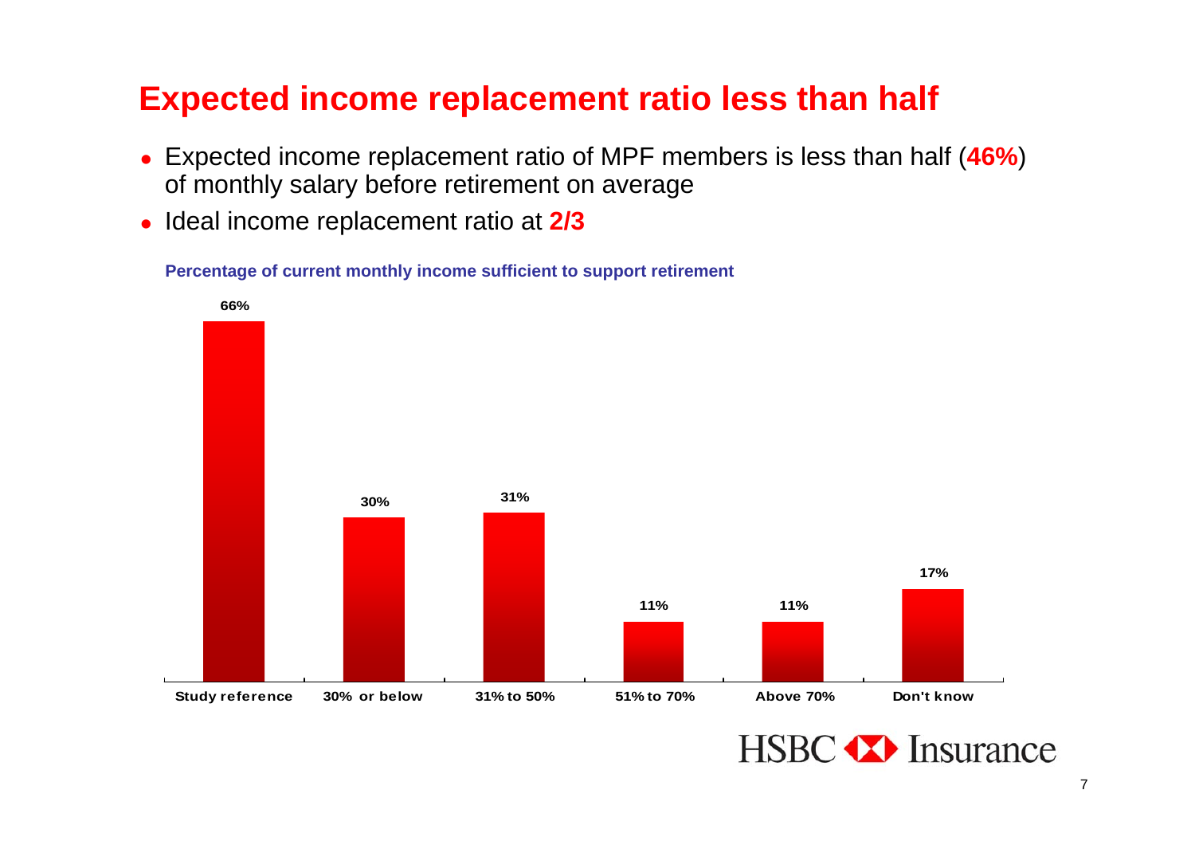# Expected income replacement ratio less than half

- Expected income replacement ratio of MPF members is less than half (**46%**) of monthly salary before retirement on average
- Ideal income replacement ratio at **2/3**

**Percentage of current monthly income sufficient to support retirement**

| Study reference | 30% or below | 31% to 50% | 51% to 70% | Above 70% | Don't know |
|---|---|---|---|---|---|
| 66% | 30% | 31% | 11% | 11% | 17% |

HSBC Insurance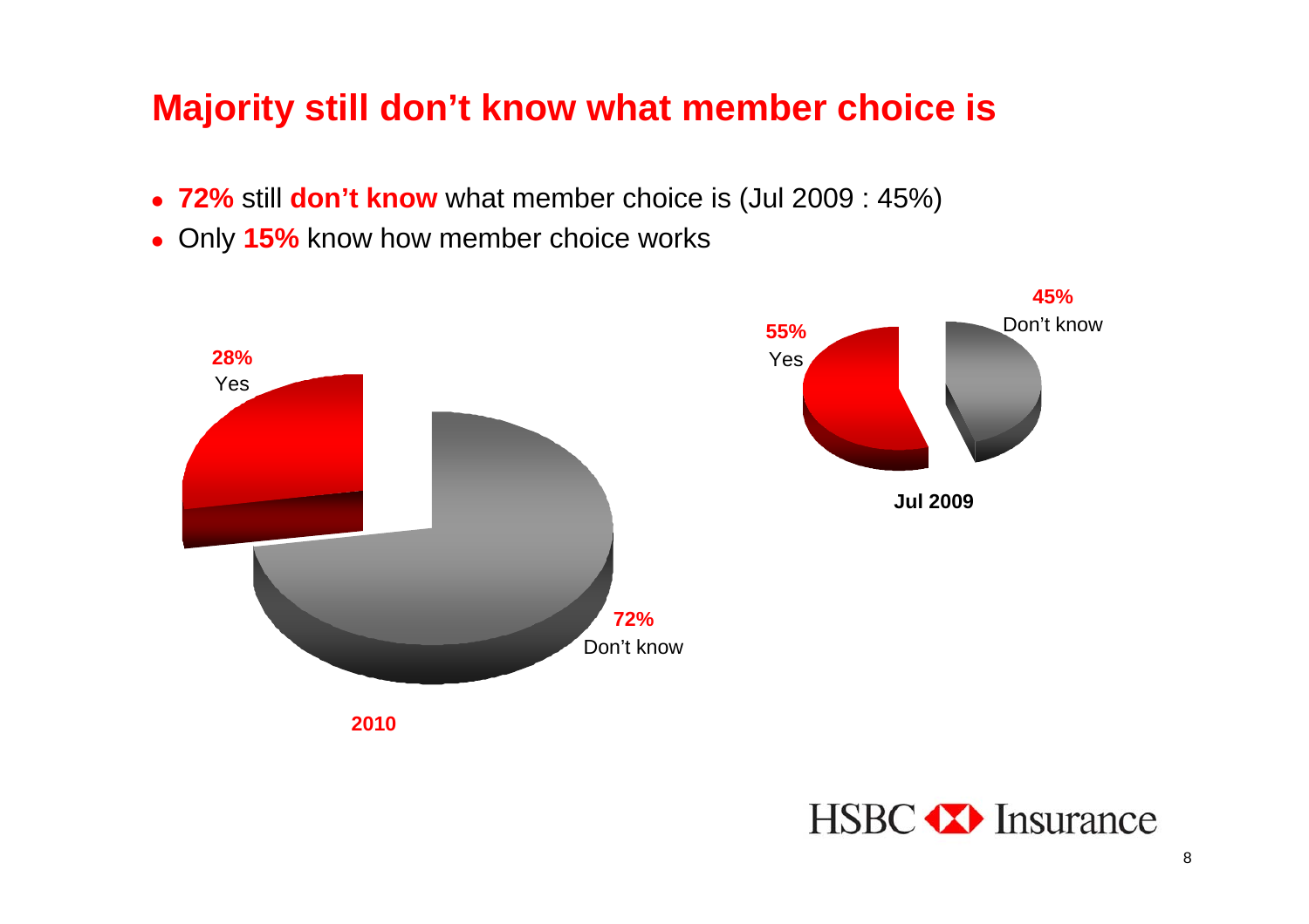# Majority still don't know what member choice is

- **72%** still **don't know** what member choice is (Jul 2009 : 45%)
- Only **15%** know how member choice works

**28%**
Yes

**72%**
Don't know

**2010**

**55%**
Yes

**45%**
Don't know

**Jul 2009**

HSBC Insurance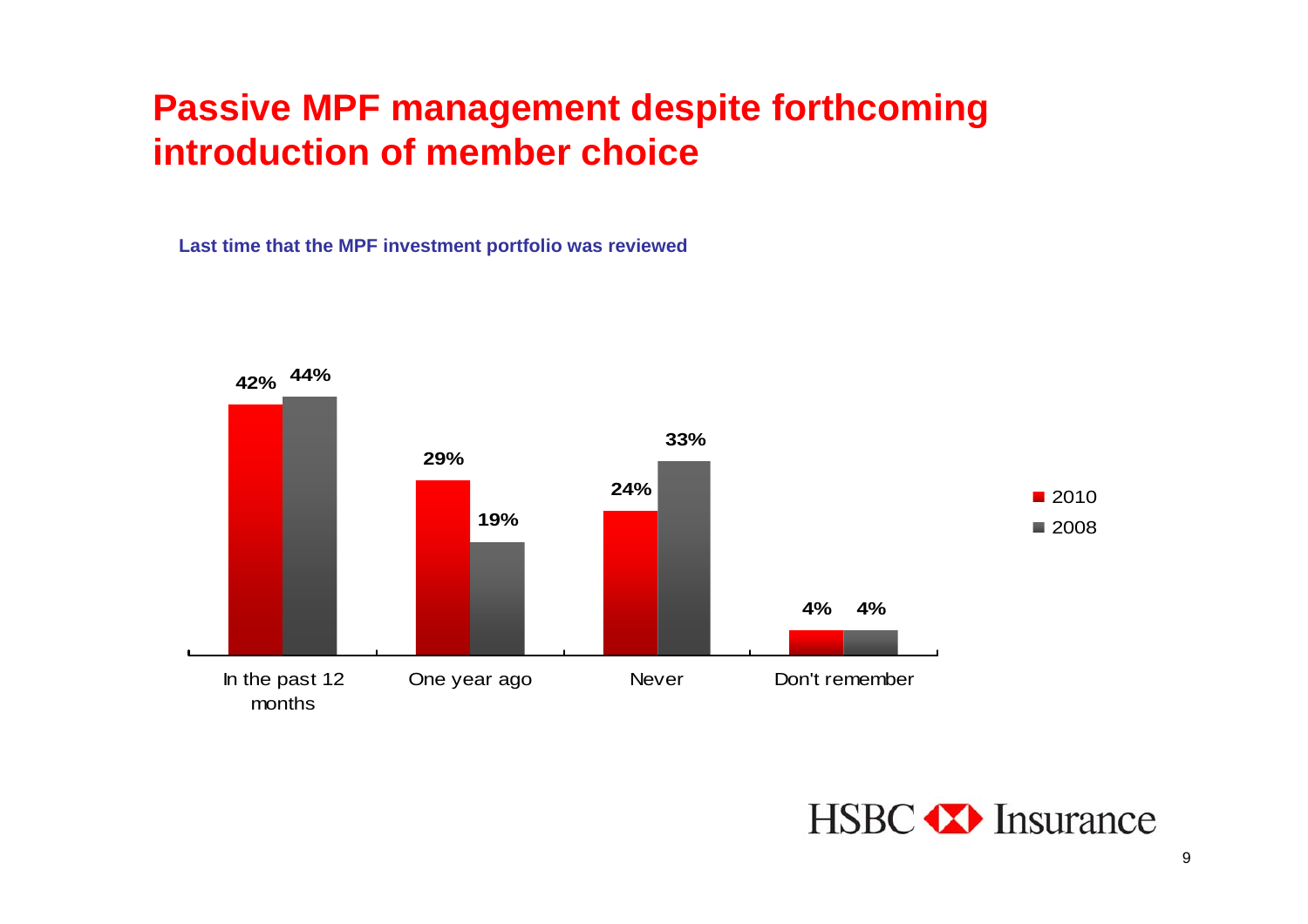# Passive MPF management despite forthcoming introduction of member choice

**Last time that the MPF investment portfolio was reviewed**

| | 2010 | 2008 |
|---|---|---|
| In the past 12 months | 42% | 44% |
| One year ago | 29% | 19% |
| Never | 24% | 33% |
| Don't remember | 4% | 4% |

HSBC Insurance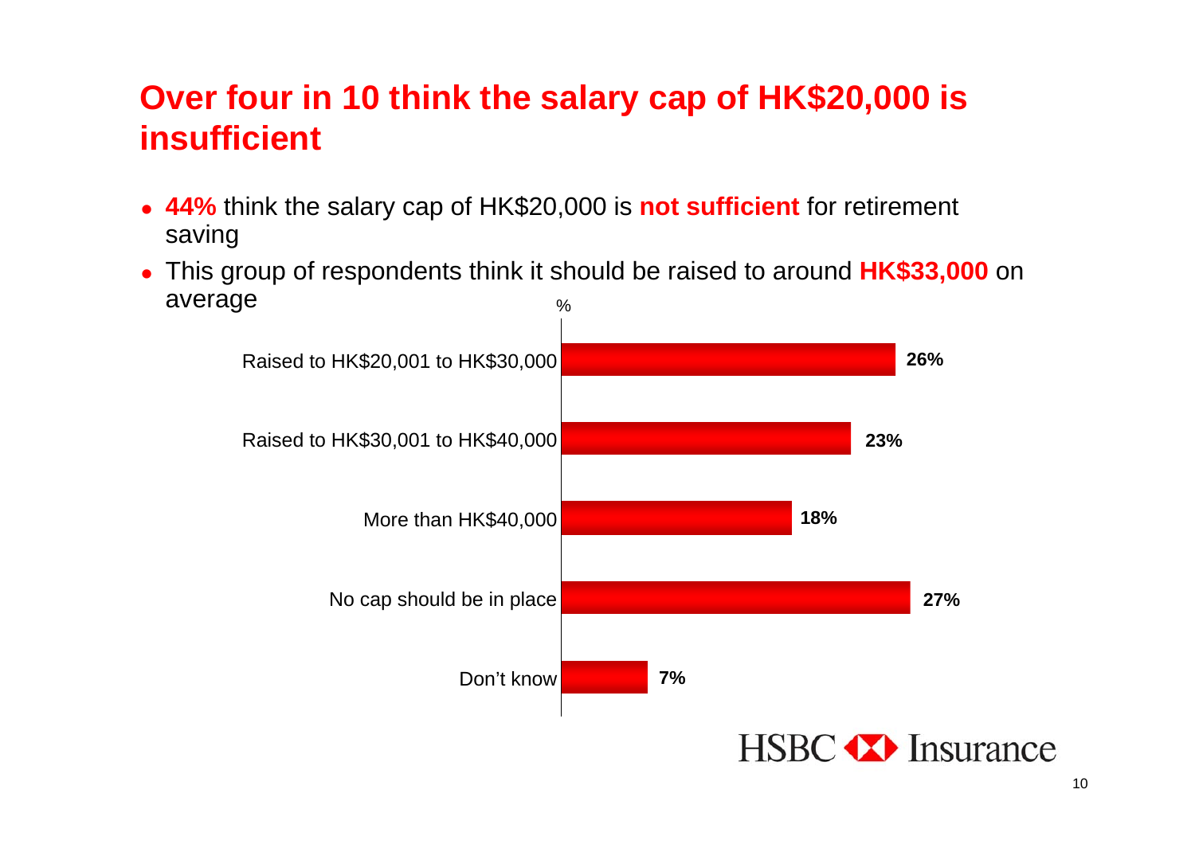# Over four in 10 think the salary cap of HK$20,000 is insufficient

- **44%** think the salary cap of HK$20,000 is **not sufficient** for retirement saving
- This group of respondents think it should be raised to around **HK$33,000** on average

| | % |
|---|---|
| Raised to HK$20,001 to HK$30,000 | 26% |
| Raised to HK$30,001 to HK$40,000 | 23% |
| More than HK$40,000 | 18% |
| No cap should be in place | 27% |
| Don't know | 7% |

HSBC Insurance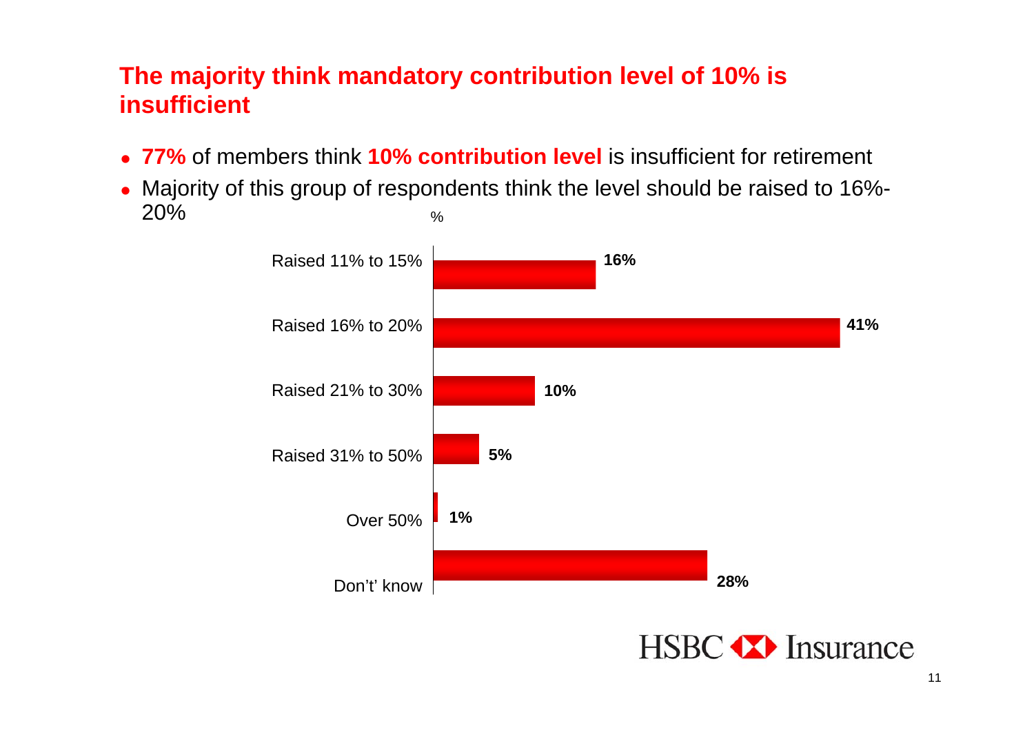## The majority think mandatory contribution level of 10% is insufficient

- **77%** of members think **10% contribution level** is insufficient for retirement
- Majority of this group of respondents think the level should be raised to 16%-20%

%

| | % |
|---|---|
| Raised 11% to 15% | 16% |
| Raised 16% to 20% | 41% |
| Raised 21% to 30% | 10% |
| Raised 31% to 50% | 5% |
| Over 50% | 1% |
| Don't' know | 28% |

HSBC Insurance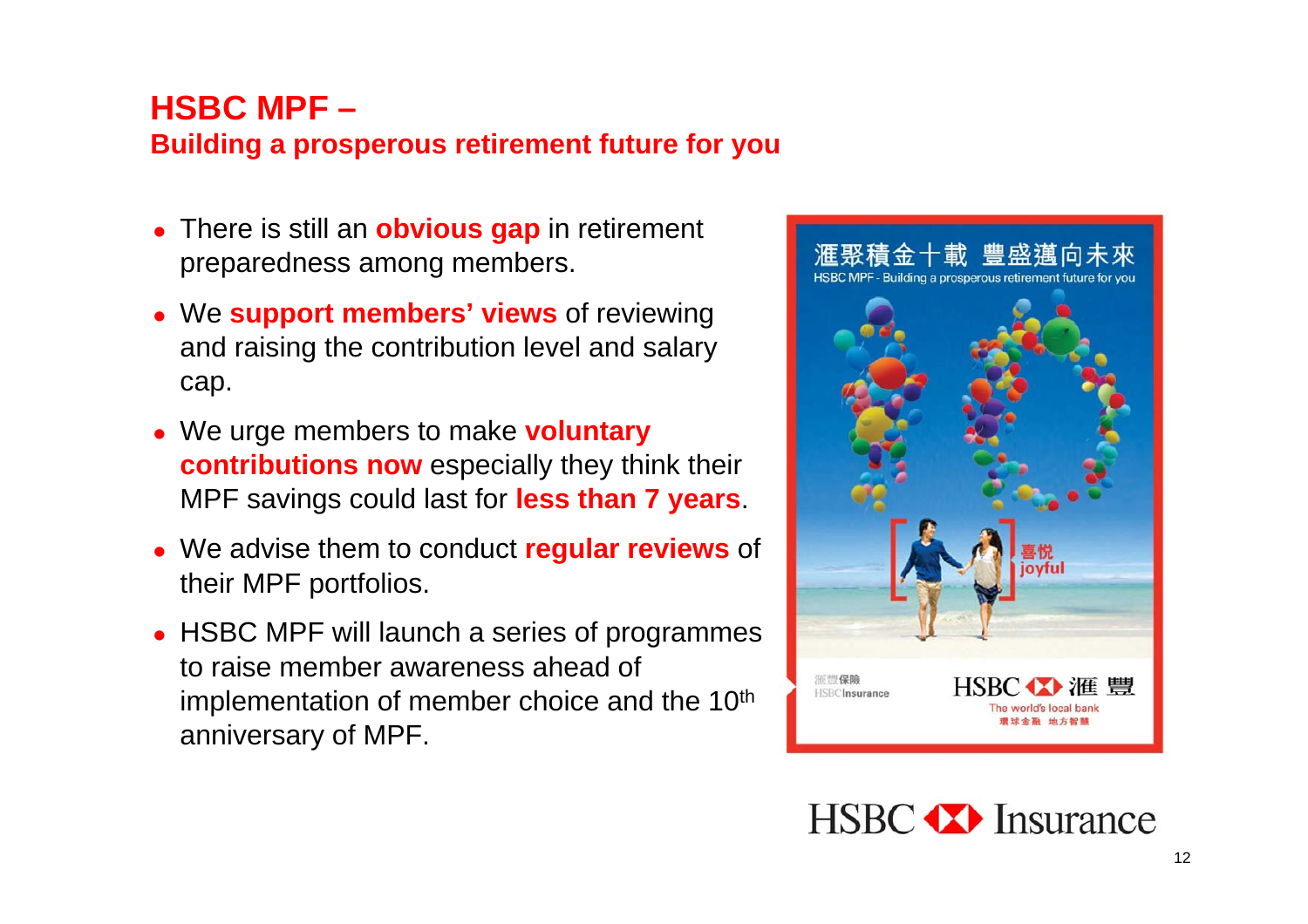# HSBC MPF –
## Building a prosperous retirement future for you

- There is still an **obvious gap** in retirement preparedness among members.
- We **support members' views** of reviewing and raising the contribution level and salary cap.
- We urge members to make **voluntary contributions now** especially they think their MPF savings could last for **less than 7 years**.
- We advise them to conduct **regular reviews** of their MPF portfolios.
- HSBC MPF will launch a series of programmes to raise member awareness ahead of implementation of member choice and the 10th anniversary of MPF.

匯聚積金十載 豐盛邁向未來

HSBC MPF - Building a prosperous retirement future for you

喜悅 joyful

滙豐保險 HSBC Insurance

HSBC 滙豐

The world's local bank

環球金融 地方智慧

HSBC Insurance